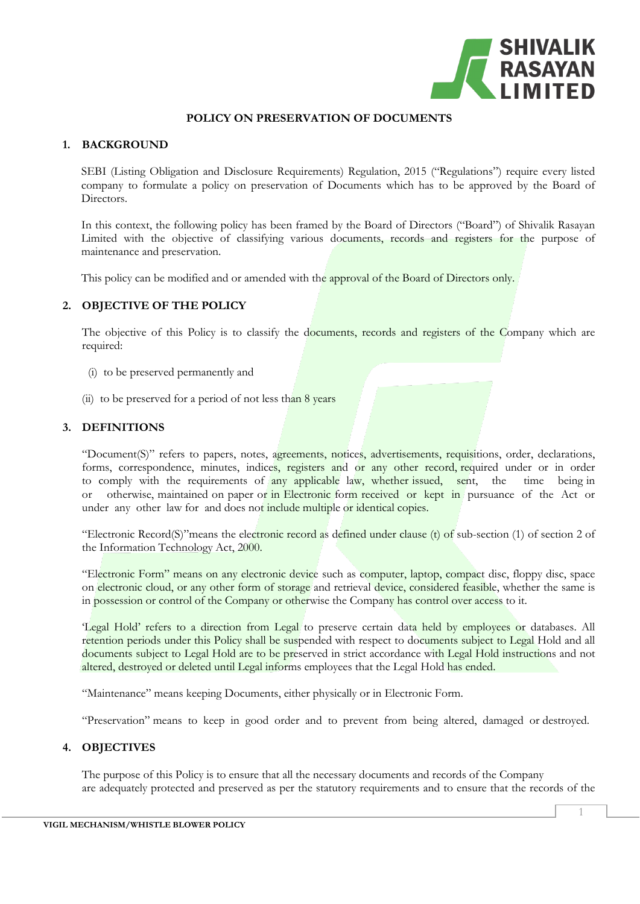# POLICY ON PRESERVATION OF DOCUMENTS

## 1. BACKGROUND

SEBI (Listing Obligation and Disclosure Requirements) Regulation, 2015 ("Regulations") require every listed company to formulate a policy on preservation of Documents which has to be approved by the Board of Directors.

In this context, the following policy has been framed by the Board of Directors ("Board") of Shivalik Rasayan Limited with the objective of classifying various documents, records and registers for the purpose of maintenance and preservation.

This policy can be modified and or amended with the approval of the Board of Directors only.

## 2. OBJECTIVE OF THE POLICY

The objective of this Policy is to classify the documents, records and registers of the Company which are required:

(i) to be preserved permanently and

(ii) to be preserved for a period of not less than 8 years

## 3. DEFINITIONS

"Document(S)" refers to papers, notes, agreements, notices, advertisements, requisitions, order, declarations, forms, correspondence, minutes, indices, registers and or any other record, required under or in order to comply with the requirements of any applicable law, whether issued, sent, the time being in or otherwise, maintained on paper or in Electronic form received or kept in pursuance of the Act or under any other law for and does not include multiple or identical copies.

"Electronic Record(S)"means the electronic record as defined under clause (t) of sub-section (1) of section 2 of the Information Technology Act, 2000.

"Electronic Form" means on any electronic device such as computer, laptop, compact disc, floppy disc, space on electronic cloud, or any other form of storage and retrieval device, considered feasible, whether the same is in possession or control of the Company or otherwise the Company has control over access to it.

'Legal Hold' refers to a direction from Legal to preserve certain data held by employees or databases. All retention periods under this Policy shall be suspended with respect to documents subject to Legal Hold and all documents subject to Legal Hold are to be preserved in strict accordance with Legal Hold instructions and not altered, destroyed or deleted until Legal informs employees that the Legal Hold has ended.

"Maintenance" means keeping Documents, either physically or in Electronic Form.

"Preservation" means to keep in good order and to prevent from being altered, damaged or destroyed.

## 4. OBJECTIVES

The purpose of this Policy is to ensure that all the necessary documents and records of the Company are adequately protected and preserved as per the statutory requirements and to ensure that the records of the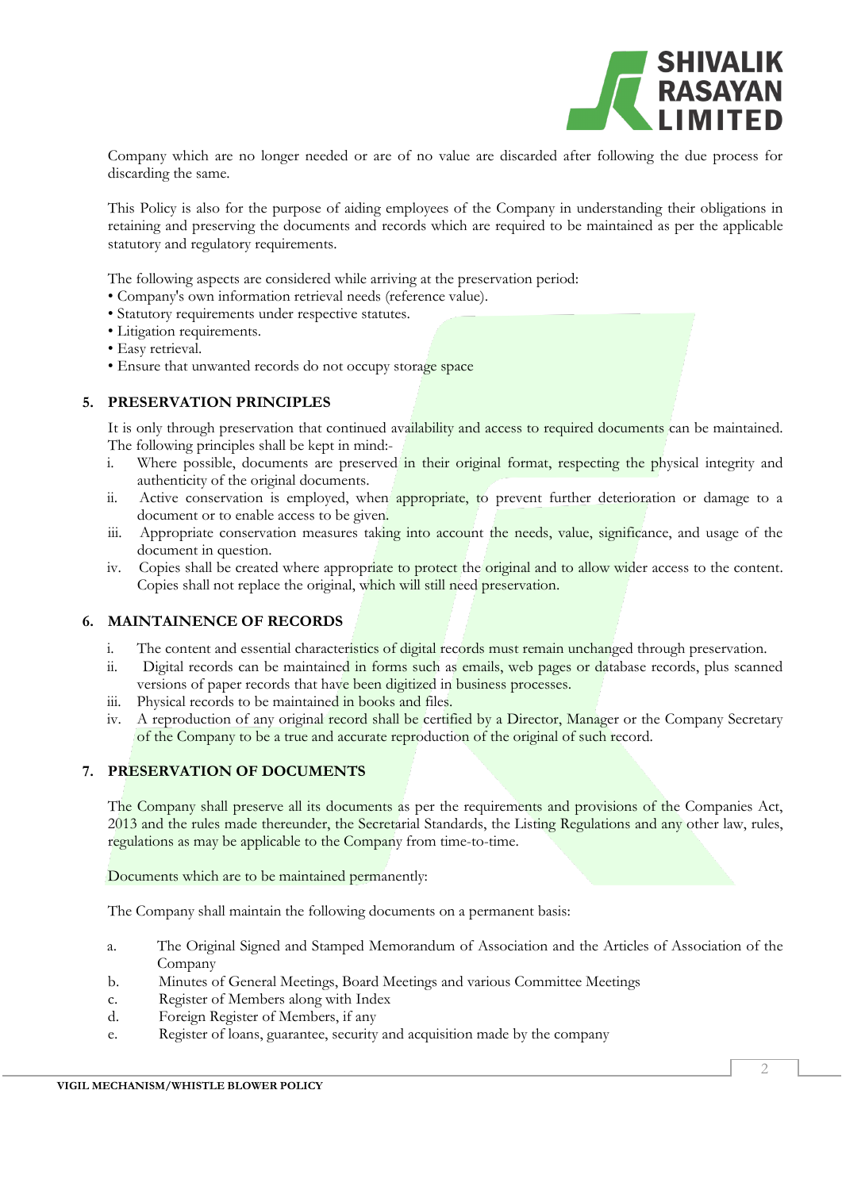Company which are no longer needed or are of no value are discarded after following the due process for discarding the same.

This Policy is also for the purpose of aiding employees of the Company in understanding their obligations in retaining and preserving the documents and records which are required to be maintained as per the applicable statutory and regulatory requirements.

The following aspects are considered while arriving at the preservation period:
- Company's own information retrieval needs (reference value).
- Statutory requirements under respective statutes.
- Litigation requirements.
- Easy retrieval.
- Ensure that unwanted records do not occupy storage space

## 5. PRESERVATION PRINCIPLES

It is only through preservation that continued availability and access to required documents can be maintained. The following principles shall be kept in mind:-

i. Where possible, documents are preserved in their original format, respecting the physical integrity and authenticity of the original documents.

ii. Active conservation is employed, when appropriate, to prevent further deterioration or damage to a document or to enable access to be given.

iii. Appropriate conservation measures taking into account the needs, value, significance, and usage of the document in question.

iv. Copies shall be created where appropriate to protect the original and to allow wider access to the content. Copies shall not replace the original, which will still need preservation.

## 6. MAINTAINENCE OF RECORDS

i. The content and essential characteristics of digital records must remain unchanged through preservation.

ii. Digital records can be maintained in forms such as emails, web pages or database records, plus scanned versions of paper records that have been digitized in business processes.

iii. Physical records to be maintained in books and files.

iv. A reproduction of any original record shall be certified by a Director, Manager or the Company Secretary of the Company to be a true and accurate reproduction of the original of such record.

## 7. PRESERVATION OF DOCUMENTS

The Company shall preserve all its documents as per the requirements and provisions of the Companies Act, 2013 and the rules made thereunder, the Secretarial Standards, the Listing Regulations and any other law, rules, regulations as may be applicable to the Company from time-to-time.

Documents which are to be maintained permanently:

The Company shall maintain the following documents on a permanent basis:

a. The Original Signed and Stamped Memorandum of Association and the Articles of Association of the Company

b. Minutes of General Meetings, Board Meetings and various Committee Meetings

c. Register of Members along with Index

d. Foreign Register of Members, if any

e. Register of loans, guarantee, security and acquisition made by the company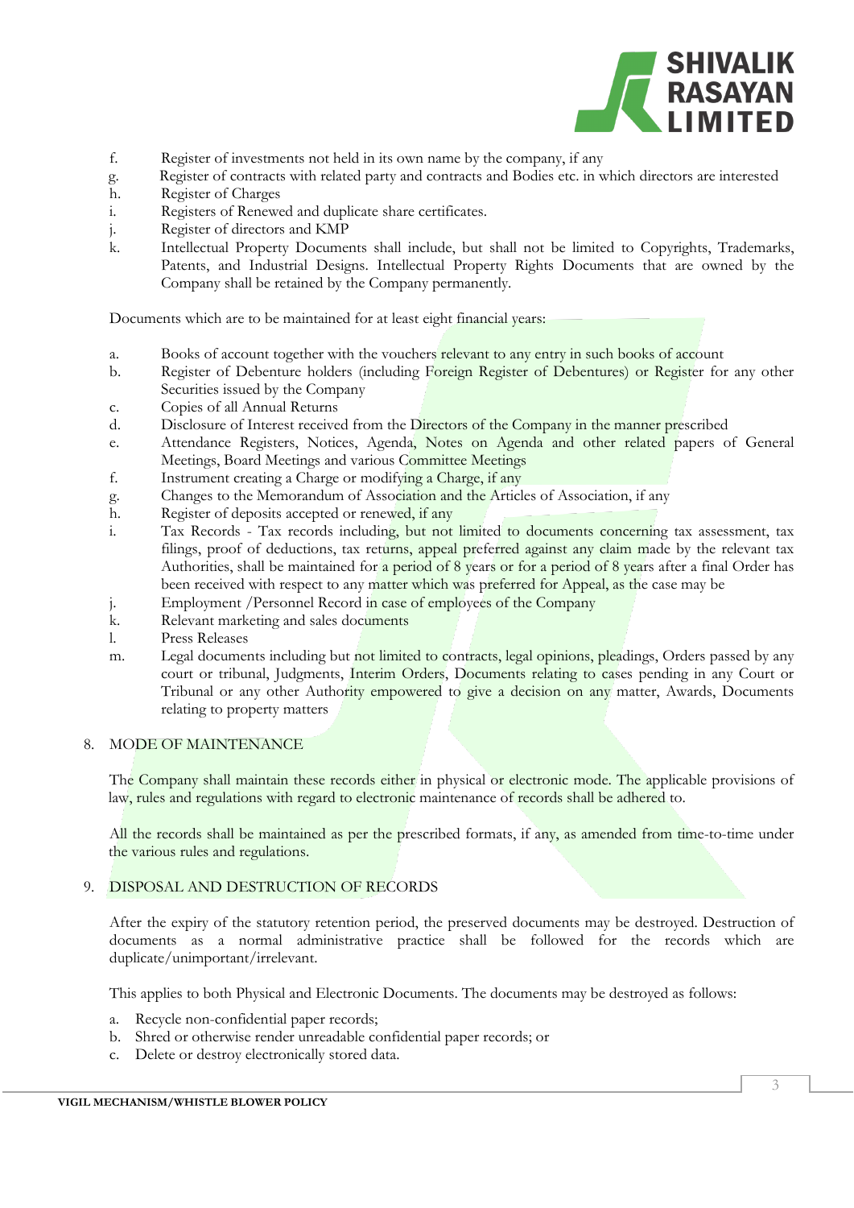f. Register of investments not held in its own name by the company, if any
g. Register of contracts with related party and contracts and Bodies etc. in which directors are interested
h. Register of Charges
i. Registers of Renewed and duplicate share certificates.
j. Register of directors and KMP
k. Intellectual Property Documents shall include, but shall not be limited to Copyrights, Trademarks, Patents, and Industrial Designs. Intellectual Property Rights Documents that are owned by the Company shall be retained by the Company permanently.

Documents which are to be maintained for at least eight financial years:

a. Books of account together with the vouchers relevant to any entry in such books of account
b. Register of Debenture holders (including Foreign Register of Debentures) or Register for any other Securities issued by the Company
c. Copies of all Annual Returns
d. Disclosure of Interest received from the Directors of the Company in the manner prescribed
e. Attendance Registers, Notices, Agenda, Notes on Agenda and other related papers of General Meetings, Board Meetings and various Committee Meetings
f. Instrument creating a Charge or modifying a Charge, if any
g. Changes to the Memorandum of Association and the Articles of Association, if any
h. Register of deposits accepted or renewed, if any
i. Tax Records - Tax records including, but not limited to documents concerning tax assessment, tax filings, proof of deductions, tax returns, appeal preferred against any claim made by the relevant tax Authorities, shall be maintained for a period of 8 years or for a period of 8 years after a final Order has been received with respect to any matter which was preferred for Appeal, as the case may be
j. Employment /Personnel Record in case of employees of the Company
k. Relevant marketing and sales documents
l. Press Releases
m. Legal documents including but not limited to contracts, legal opinions, pleadings, Orders passed by any court or tribunal, Judgments, Interim Orders, Documents relating to cases pending in any Court or Tribunal or any other Authority empowered to give a decision on any matter, Awards, Documents relating to property matters

## 8. MODE OF MAINTENANCE

The Company shall maintain these records either in physical or electronic mode. The applicable provisions of law, rules and regulations with regard to electronic maintenance of records shall be adhered to.

All the records shall be maintained as per the prescribed formats, if any, as amended from time-to-time under the various rules and regulations.

## 9. DISPOSAL AND DESTRUCTION OF RECORDS

After the expiry of the statutory retention period, the preserved documents may be destroyed. Destruction of documents as a normal administrative practice shall be followed for the records which are duplicate/unimportant/irrelevant.

This applies to both Physical and Electronic Documents. The documents may be destroyed as follows:

a. Recycle non-confidential paper records;
b. Shred or otherwise render unreadable confidential paper records; or
c. Delete or destroy electronically stored data.